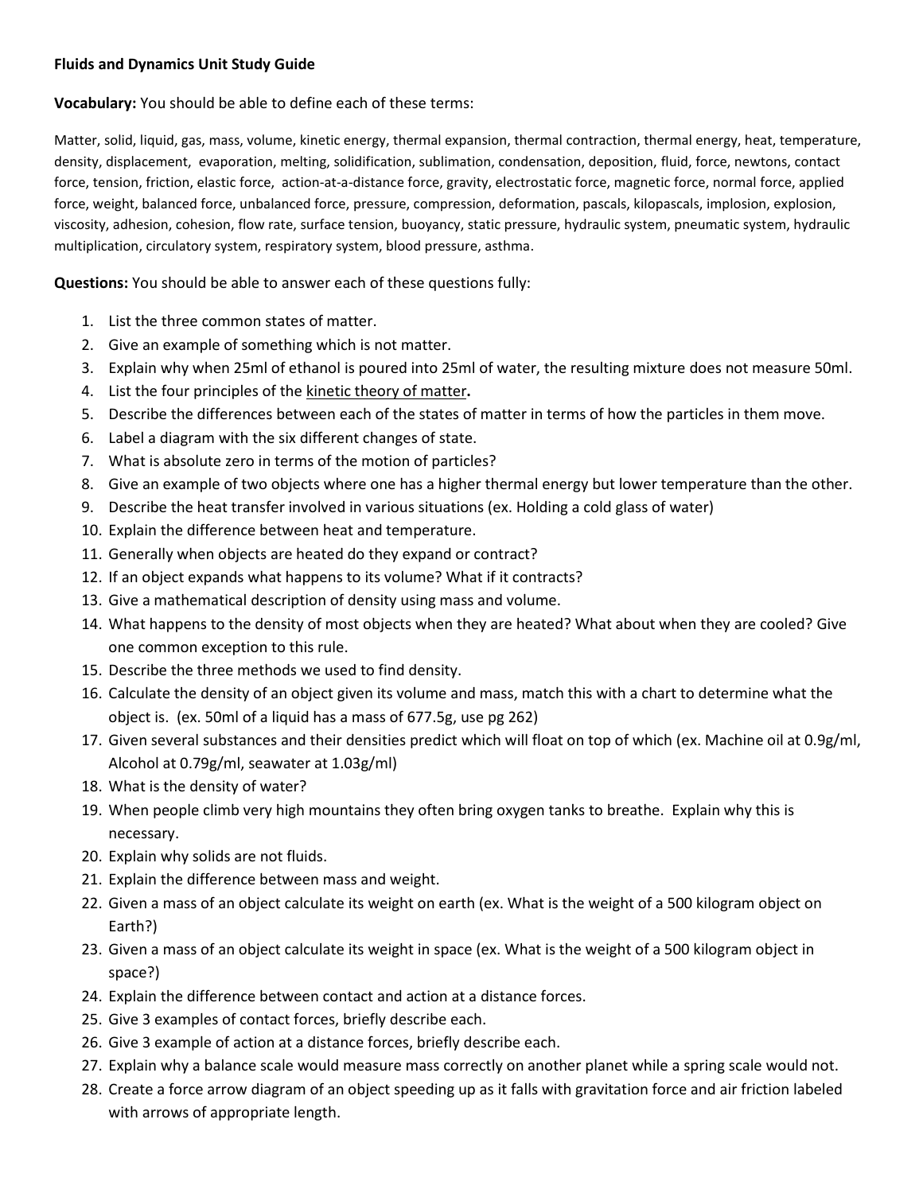**Fluids and Dynamics Unit Study Guide**

**Vocabulary:** You should be able to define each of these terms:

Matter, solid, liquid, gas, mass, volume, kinetic energy, thermal expansion, thermal contraction, thermal energy, heat, temperature, density, displacement, evaporation, melting, solidification, sublimation, condensation, deposition, fluid, force, newtons, contact force, tension, friction, elastic force, action-at-a-distance force, gravity, electrostatic force, magnetic force, normal force, applied force, weight, balanced force, unbalanced force, pressure, compression, deformation, pascals, kilopascals, implosion, explosion, viscosity, adhesion, cohesion, flow rate, surface tension, buoyancy, static pressure, hydraulic system, pneumatic system, hydraulic multiplication, circulatory system, respiratory system, blood pressure, asthma.

**Questions:** You should be able to answer each of these questions fully:

1. List the three common states of matter.
2. Give an example of something which is not matter.
3. Explain why when 25ml of ethanol is poured into 25ml of water, the resulting mixture does not measure 50ml.
4. List the four principles of the kinetic theory of matter**.**
5. Describe the differences between each of the states of matter in terms of how the particles in them move.
6. Label a diagram with the six different changes of state.
7. What is absolute zero in terms of the motion of particles?
8. Give an example of two objects where one has a higher thermal energy but lower temperature than the other.
9. Describe the heat transfer involved in various situations (ex. Holding a cold glass of water)
10. Explain the difference between heat and temperature.
11. Generally when objects are heated do they expand or contract?
12. If an object expands what happens to its volume? What if it contracts?
13. Give a mathematical description of density using mass and volume.
14. What happens to the density of most objects when they are heated? What about when they are cooled? Give one common exception to this rule.
15. Describe the three methods we used to find density.
16. Calculate the density of an object given its volume and mass, match this with a chart to determine what the object is. (ex. 50ml of a liquid has a mass of 677.5g, use pg 262)
17. Given several substances and their densities predict which will float on top of which (ex. Machine oil at 0.9g/ml, Alcohol at 0.79g/ml, seawater at 1.03g/ml)
18. What is the density of water?
19. When people climb very high mountains they often bring oxygen tanks to breathe. Explain why this is necessary.
20. Explain why solids are not fluids.
21. Explain the difference between mass and weight.
22. Given a mass of an object calculate its weight on earth (ex. What is the weight of a 500 kilogram object on Earth?)
23. Given a mass of an object calculate its weight in space (ex. What is the weight of a 500 kilogram object in space?)
24. Explain the difference between contact and action at a distance forces.
25. Give 3 examples of contact forces, briefly describe each.
26. Give 3 example of action at a distance forces, briefly describe each.
27. Explain why a balance scale would measure mass correctly on another planet while a spring scale would not.
28. Create a force arrow diagram of an object speeding up as it falls with gravitation force and air friction labeled with arrows of appropriate length.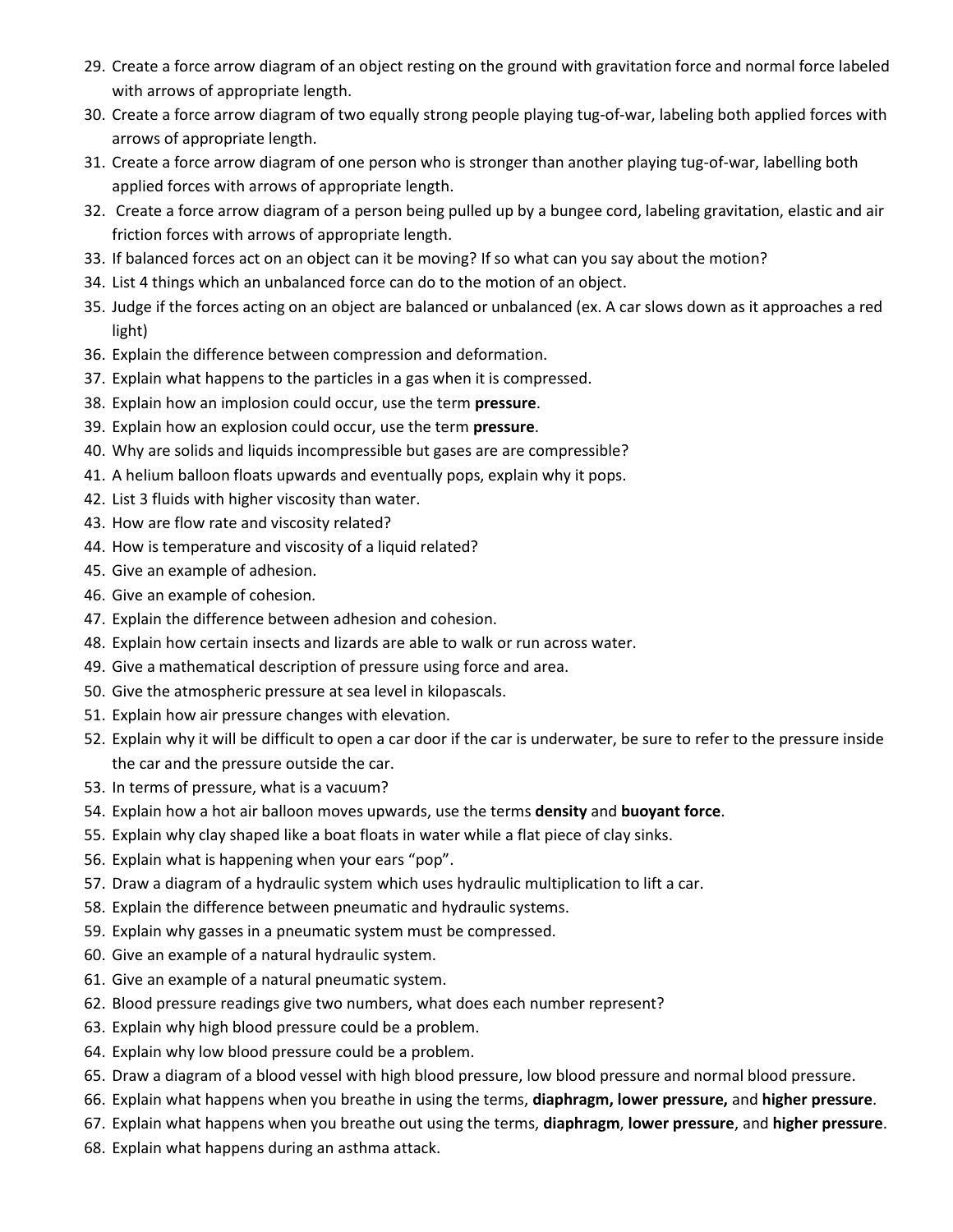29. Create a force arrow diagram of an object resting on the ground with gravitation force and normal force labeled with arrows of appropriate length.
30. Create a force arrow diagram of two equally strong people playing tug-of-war, labeling both applied forces with arrows of appropriate length.
31. Create a force arrow diagram of one person who is stronger than another playing tug-of-war, labelling both applied forces with arrows of appropriate length.
32. Create a force arrow diagram of a person being pulled up by a bungee cord, labeling gravitation, elastic and air friction forces with arrows of appropriate length.
33. If balanced forces act on an object can it be moving? If so what can you say about the motion?
34. List 4 things which an unbalanced force can do to the motion of an object.
35. Judge if the forces acting on an object are balanced or unbalanced (ex. A car slows down as it approaches a red light)
36. Explain the difference between compression and deformation.
37. Explain what happens to the particles in a gas when it is compressed.
38. Explain how an implosion could occur, use the term **pressure**.
39. Explain how an explosion could occur, use the term **pressure**.
40. Why are solids and liquids incompressible but gases are are compressible?
41. A helium balloon floats upwards and eventually pops, explain why it pops.
42. List 3 fluids with higher viscosity than water.
43. How are flow rate and viscosity related?
44. How is temperature and viscosity of a liquid related?
45. Give an example of adhesion.
46. Give an example of cohesion.
47. Explain the difference between adhesion and cohesion.
48. Explain how certain insects and lizards are able to walk or run across water.
49. Give a mathematical description of pressure using force and area.
50. Give the atmospheric pressure at sea level in kilopascals.
51. Explain how air pressure changes with elevation.
52. Explain why it will be difficult to open a car door if the car is underwater, be sure to refer to the pressure inside the car and the pressure outside the car.
53. In terms of pressure, what is a vacuum?
54. Explain how a hot air balloon moves upwards, use the terms **density** and **buoyant force**.
55. Explain why clay shaped like a boat floats in water while a flat piece of clay sinks.
56. Explain what is happening when your ears "pop".
57. Draw a diagram of a hydraulic system which uses hydraulic multiplication to lift a car.
58. Explain the difference between pneumatic and hydraulic systems.
59. Explain why gasses in a pneumatic system must be compressed.
60. Give an example of a natural hydraulic system.
61. Give an example of a natural pneumatic system.
62. Blood pressure readings give two numbers, what does each number represent?
63. Explain why high blood pressure could be a problem.
64. Explain why low blood pressure could be a problem.
65. Draw a diagram of a blood vessel with high blood pressure, low blood pressure and normal blood pressure.
66. Explain what happens when you breathe in using the terms, **diaphragm, lower pressure,** and **higher pressure**.
67. Explain what happens when you breathe out using the terms, **diaphragm**, **lower pressure**, and **higher pressure**.
68. Explain what happens during an asthma attack.